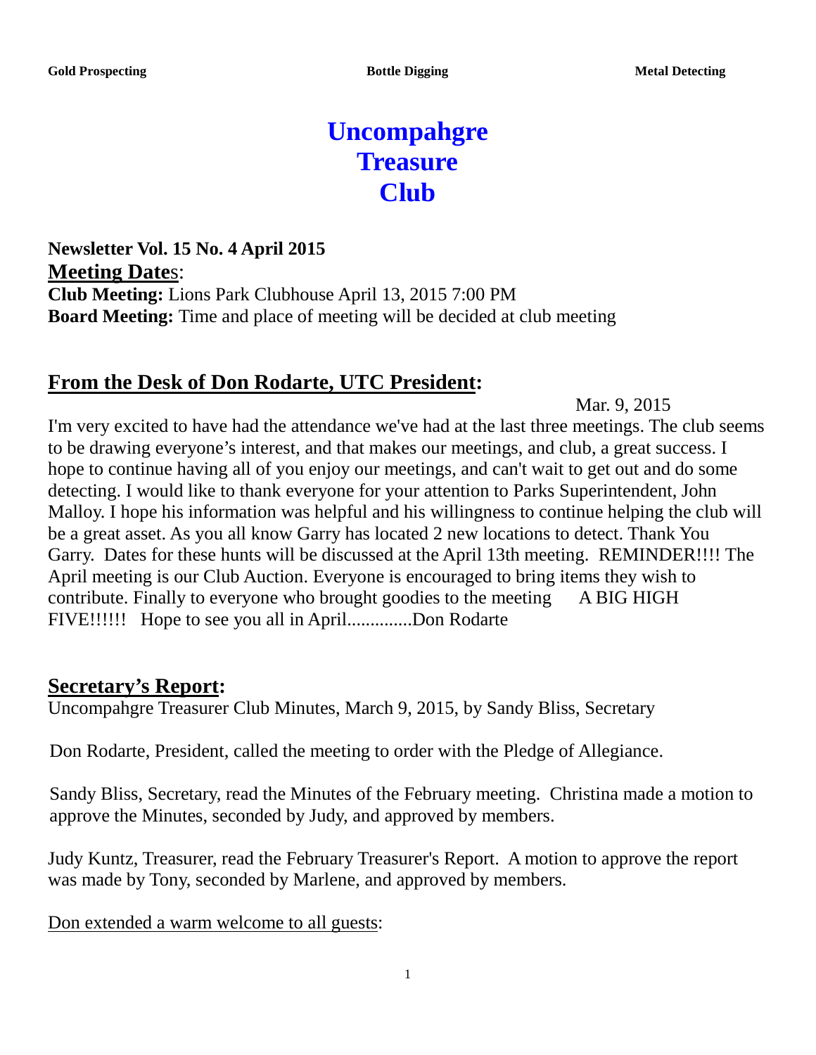**Gold Prospecting** **Bottle Digging** **Metal Detecting**

# Uncompahgre Treasure Club

**Newsletter Vol. 15 No. 4 April 2015**

## Meeting Dates:

**Club Meeting:** Lions Park Clubhouse April 13, 2015 7:00 PM
**Board Meeting:** Time and place of meeting will be decided at club meeting

## From the Desk of Don Rodarte, UTC President:

Mar. 9, 2015

I'm very excited to have had the attendance we've had at the last three meetings. The club seems to be drawing everyone's interest, and that makes our meetings, and club, a great success. I hope to continue having all of you enjoy our meetings, and can't wait to get out and do some detecting. I would like to thank everyone for your attention to Parks Superintendent, John Malloy. I hope his information was helpful and his willingness to continue helping the club will be a great asset. As you all know Garry has located 2 new locations to detect. Thank You Garry. Dates for these hunts will be discussed at the April 13th meeting. REMINDER!!!! The April meeting is our Club Auction. Everyone is encouraged to bring items they wish to contribute. Finally to everyone who brought goodies to the meeting A BIG HIGH FIVE!!!!!! Hope to see you all in April..............Don Rodarte

## Secretary's Report:

Uncompahgre Treasurer Club Minutes, March 9, 2015, by Sandy Bliss, Secretary

Don Rodarte, President, called the meeting to order with the Pledge of Allegiance.

Sandy Bliss, Secretary, read the Minutes of the February meeting. Christina made a motion to approve the Minutes, seconded by Judy, and approved by members.

Judy Kuntz, Treasurer, read the February Treasurer's Report. A motion to approve the report was made by Tony, seconded by Marlene, and approved by members.

Don extended a warm welcome to all guests: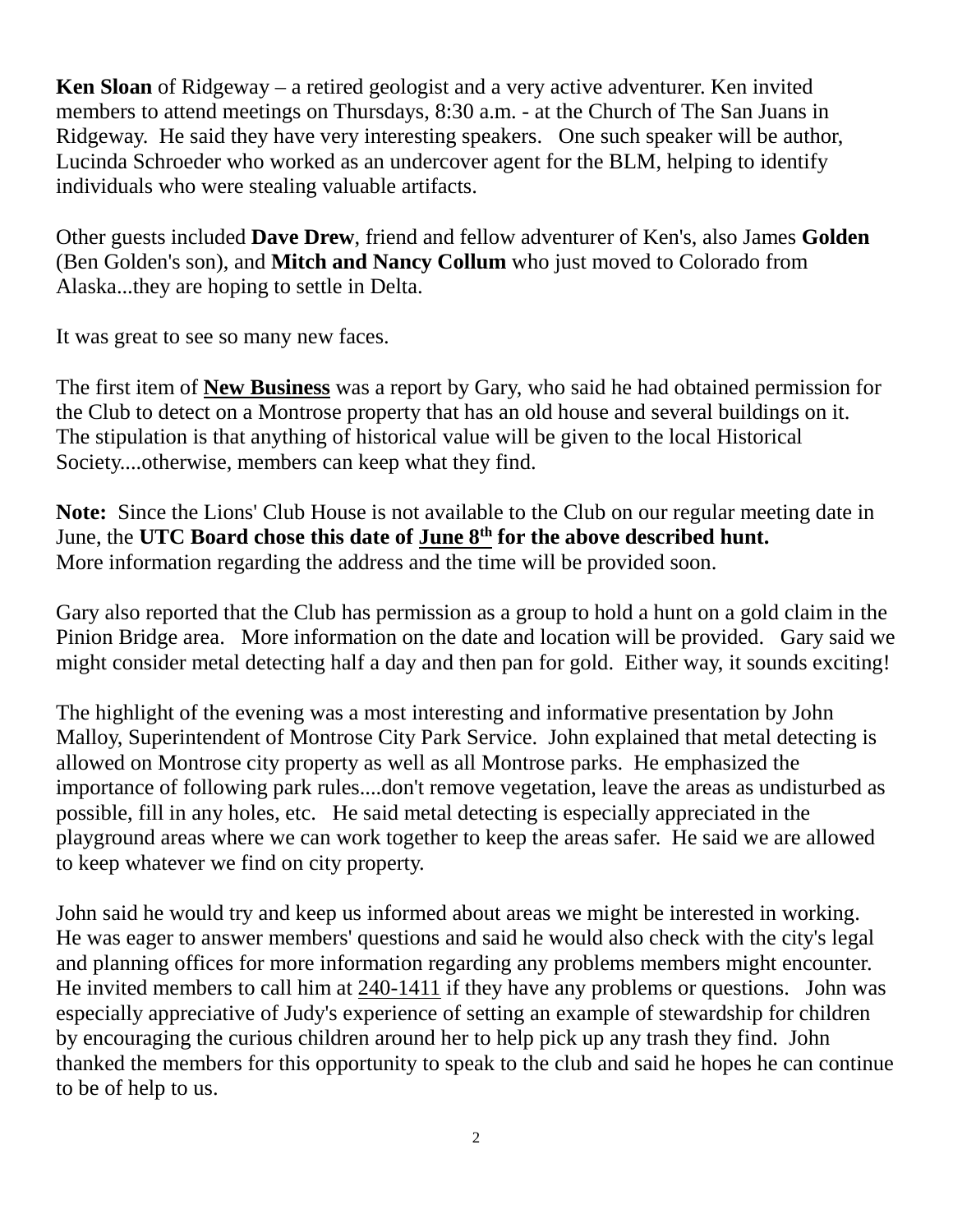**Ken Sloan** of Ridgeway – a retired geologist and a very active adventurer. Ken invited members to attend meetings on Thursdays, 8:30 a.m. - at the Church of The San Juans in Ridgeway. He said they have very interesting speakers. One such speaker will be author, Lucinda Schroeder who worked as an undercover agent for the BLM, helping to identify individuals who were stealing valuable artifacts.

Other guests included **Dave Drew**, friend and fellow adventurer of Ken's, also James **Golden** (Ben Golden's son), and **Mitch and Nancy Collum** who just moved to Colorado from Alaska...they are hoping to settle in Delta.

It was great to see so many new faces.

The first item of **New Business** was a report by Gary, who said he had obtained permission for the Club to detect on a Montrose property that has an old house and several buildings on it. The stipulation is that anything of historical value will be given to the local Historical Society....otherwise, members can keep what they find.

**Note:** Since the Lions' Club House is not available to the Club on our regular meeting date in June, the **UTC Board chose this date of June 8th for the above described hunt.** More information regarding the address and the time will be provided soon.

Gary also reported that the Club has permission as a group to hold a hunt on a gold claim in the Pinion Bridge area. More information on the date and location will be provided. Gary said we might consider metal detecting half a day and then pan for gold. Either way, it sounds exciting!

The highlight of the evening was a most interesting and informative presentation by John Malloy, Superintendent of Montrose City Park Service. John explained that metal detecting is allowed on Montrose city property as well as all Montrose parks. He emphasized the importance of following park rules....don't remove vegetation, leave the areas as undisturbed as possible, fill in any holes, etc. He said metal detecting is especially appreciated in the playground areas where we can work together to keep the areas safer. He said we are allowed to keep whatever we find on city property.

John said he would try and keep us informed about areas we might be interested in working. He was eager to answer members' questions and said he would also check with the city's legal and planning offices for more information regarding any problems members might encounter. He invited members to call him at 240-1411 if they have any problems or questions. John was especially appreciative of Judy's experience of setting an example of stewardship for children by encouraging the curious children around her to help pick up any trash they find. John thanked the members for this opportunity to speak to the club and said he hopes he can continue to be of help to us.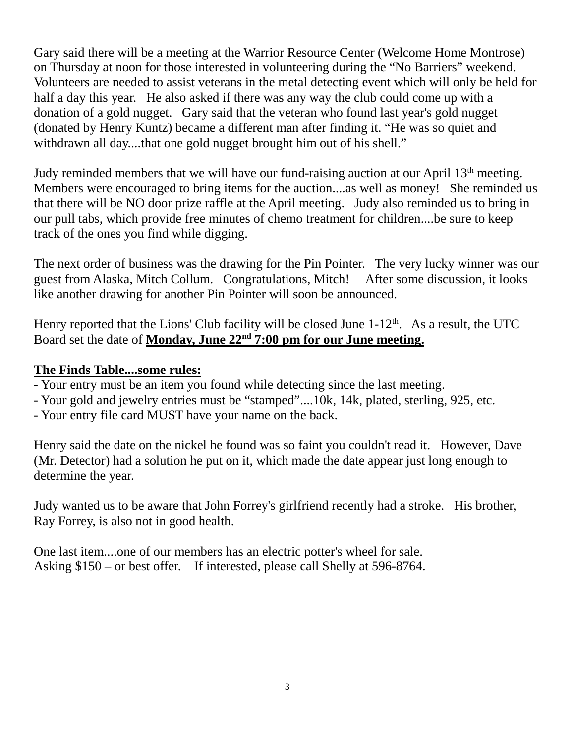Gary said there will be a meeting at the Warrior Resource Center (Welcome Home Montrose) on Thursday at noon for those interested in volunteering during the “No Barriers” weekend. Volunteers are needed to assist veterans in the metal detecting event which will only be held for half a day this year. He also asked if there was any way the club could come up with a donation of a gold nugget. Gary said that the veteran who found last year's gold nugget (donated by Henry Kuntz) became a different man after finding it. “He was so quiet and withdrawn all day....that one gold nugget brought him out of his shell.”

Judy reminded members that we will have our fund-raising auction at our April 13th meeting. Members were encouraged to bring items for the auction....as well as money! She reminded us that there will be NO door prize raffle at the April meeting. Judy also reminded us to bring in our pull tabs, which provide free minutes of chemo treatment for children....be sure to keep track of the ones you find while digging.

The next order of business was the drawing for the Pin Pointer. The very lucky winner was our guest from Alaska, Mitch Collum. Congratulations, Mitch! After some discussion, it looks like another drawing for another Pin Pointer will soon be announced.

Henry reported that the Lions' Club facility will be closed June 1-12th. As a result, the UTC Board set the date of **<u>Monday, June 22nd 7:00 pm for our June meeting.</u>**

**<u>The Finds Table....some rules:</u>**

- Your entry must be an item you found while detecting <u>since the last meeting</u>.
- Your gold and jewelry entries must be “stamped”....10k, 14k, plated, sterling, 925, etc.
- Your entry file card MUST have your name on the back.

Henry said the date on the nickel he found was so faint you couldn't read it. However, Dave (Mr. Detector) had a solution he put on it, which made the date appear just long enough to determine the year.

Judy wanted us to be aware that John Forrey's girlfriend recently had a stroke. His brother, Ray Forrey, is also not in good health.

One last item....one of our members has an electric potter's wheel for sale.
Asking $150 – or best offer. If interested, please call Shelly at 596-8764.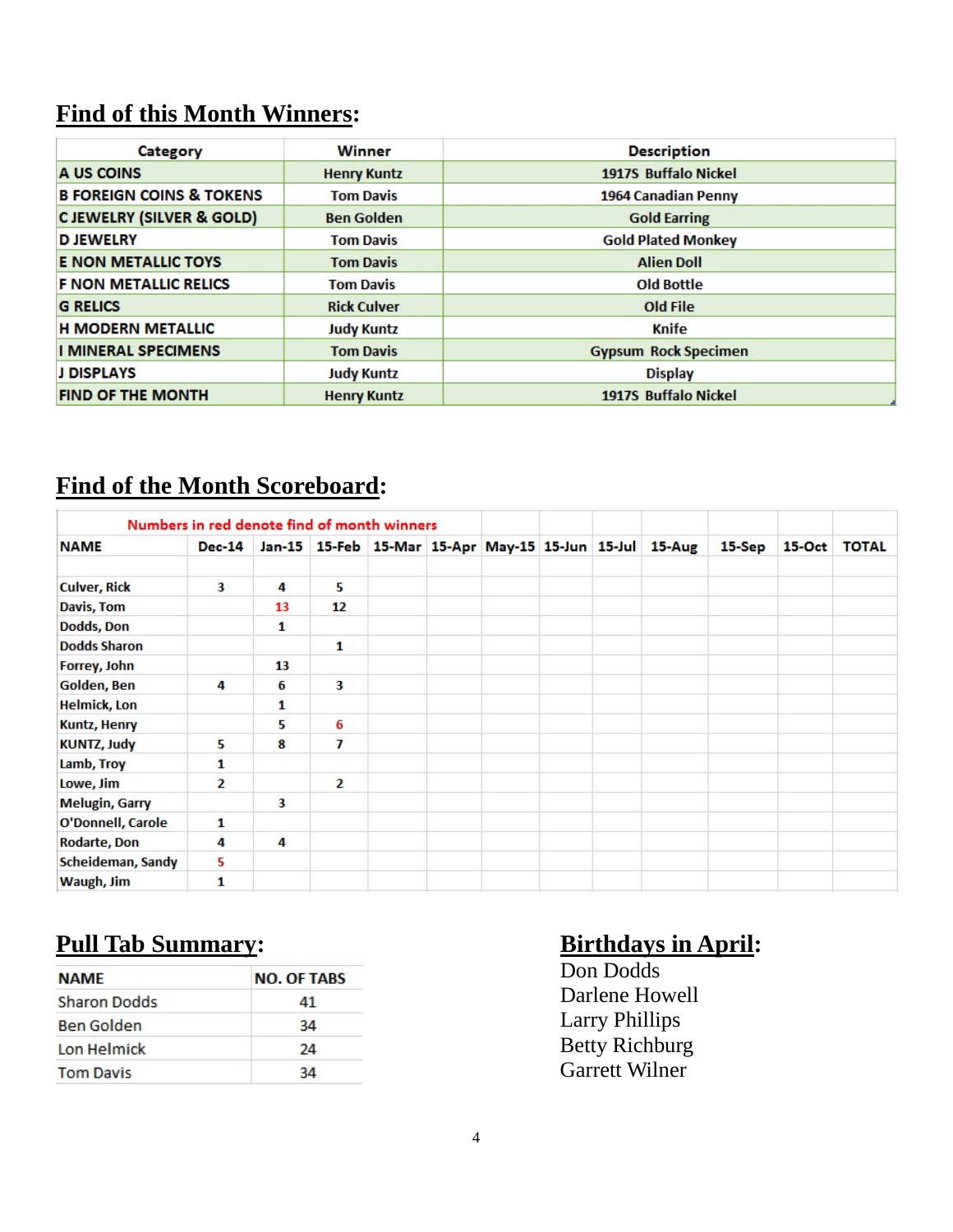## Find of this Month Winners:

| Category | Winner | Description |
|---|---|---|
| A US COINS | Henry Kuntz | 1917S Buffalo Nickel |
| B FOREIGN COINS & TOKENS | Tom Davis | 1964 Canadian Penny |
| C JEWELRY (SILVER & GOLD) | Ben Golden | Gold Earring |
| D JEWELRY | Tom Davis | Gold Plated Monkey |
| E NON METALLIC TOYS | Tom Davis | Alien Doll |
| F NON METALLIC RELICS | Tom Davis | Old Bottle |
| G RELICS | Rick Culver | Old File |
| H MODERN METALLIC | Judy Kuntz | Knife |
| I MINERAL SPECIMENS | Tom Davis | Gypsum Rock Specimen |
| J DISPLAYS | Judy Kuntz | Display |
| FIND OF THE MONTH | Henry Kuntz | 1917S Buffalo Nickel |

## Find of the Month Scoreboard:

Numbers in red denote find of month winners

| NAME | Dec-14 | Jan-15 | 15-Feb | 15-Mar | 15-Apr | May-15 | 15-Jun | 15-Jul | 15-Aug | 15-Sep | 15-Oct | TOTAL |
|---|---|---|---|---|---|---|---|---|---|---|---|---|
| Culver, Rick | 3 | 4 | 5 | | | | | | | | | |
| Davis, Tom | | 13 | 12 | | | | | | | | | |
| Dodds, Don | | 1 | | | | | | | | | | |
| Dodds Sharon | | | 1 | | | | | | | | | |
| Forrey, John | | 13 | | | | | | | | | | |
| Golden, Ben | 4 | 6 | 3 | | | | | | | | | |
| Helmick, Lon | | 1 | | | | | | | | | | |
| Kuntz, Henry | | 5 | 6 | | | | | | | | | |
| KUNTZ, Judy | 5 | 8 | 7 | | | | | | | | | |
| Lamb, Troy | 1 | | | | | | | | | | | |
| Lowe, Jim | 2 | | 2 | | | | | | | | | |
| Melugin, Garry | | 3 | | | | | | | | | | |
| O'Donnell, Carole | 1 | | | | | | | | | | | |
| Rodarte, Don | 4 | 4 | | | | | | | | | | |
| Scheideman, Sandy | 5 | | | | | | | | | | | |
| Waugh, Jim | 1 | | | | | | | | | | | |

## Pull Tab Summary:

| NAME | NO. OF TABS |
|---|---|
| Sharon Dodds | 41 |
| Ben Golden | 34 |
| Lon Helmick | 24 |
| Tom Davis | 34 |

## Birthdays in April:

Don Dodds
Darlene Howell
Larry Phillips
Betty Richburg
Garrett Wilner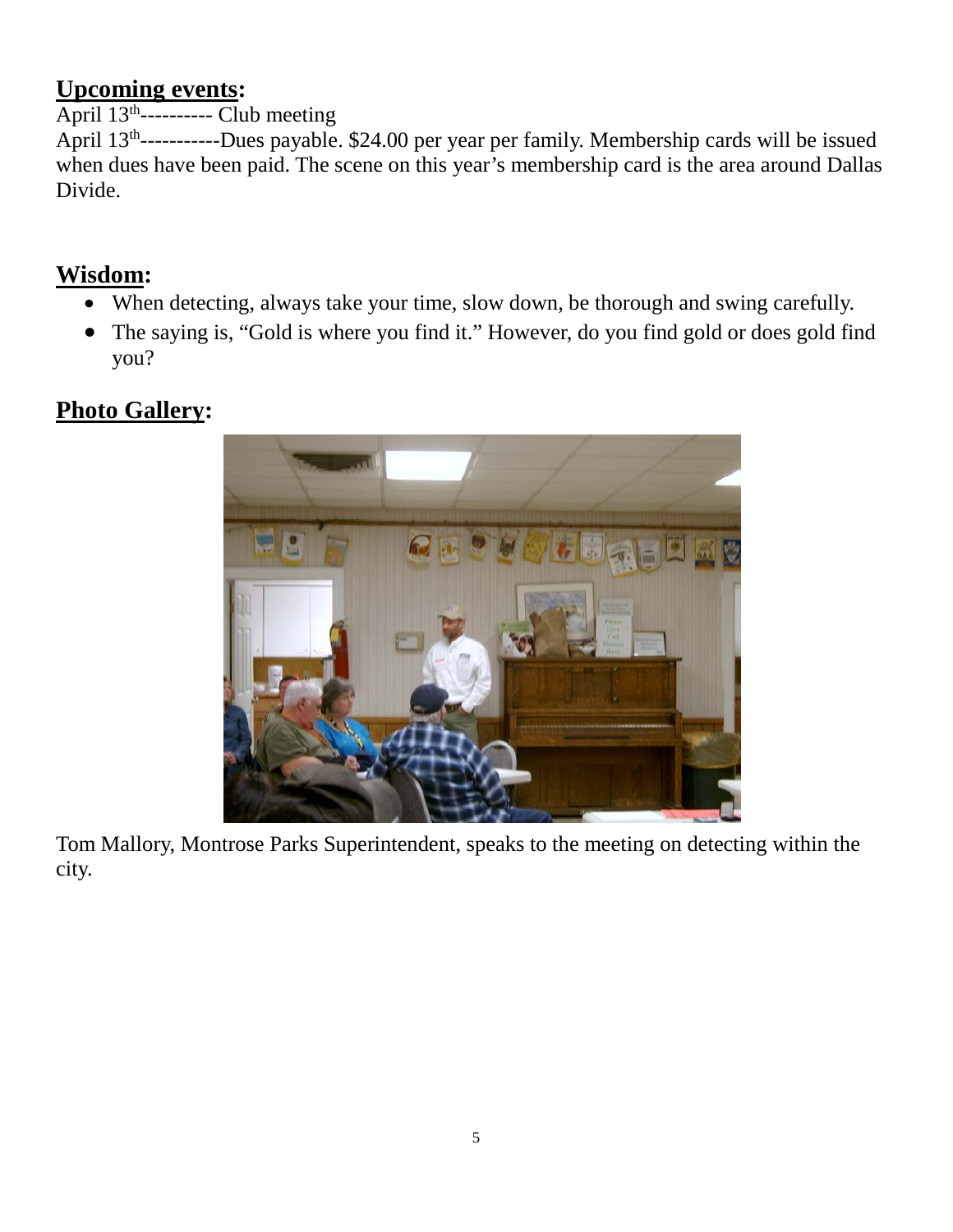## **Upcoming events:**

April 13th---------- Club meeting
April 13th-----------Dues payable. $24.00 per year per family. Membership cards will be issued when dues have been paid. The scene on this year's membership card is the area around Dallas Divide.

## **Wisdom:**

- When detecting, always take your time, slow down, be thorough and swing carefully.
- The saying is, "Gold is where you find it." However, do you find gold or does gold find you?

## **Photo Gallery:**

Tom Mallory, Montrose Parks Superintendent, speaks to the meeting on detecting within the city.